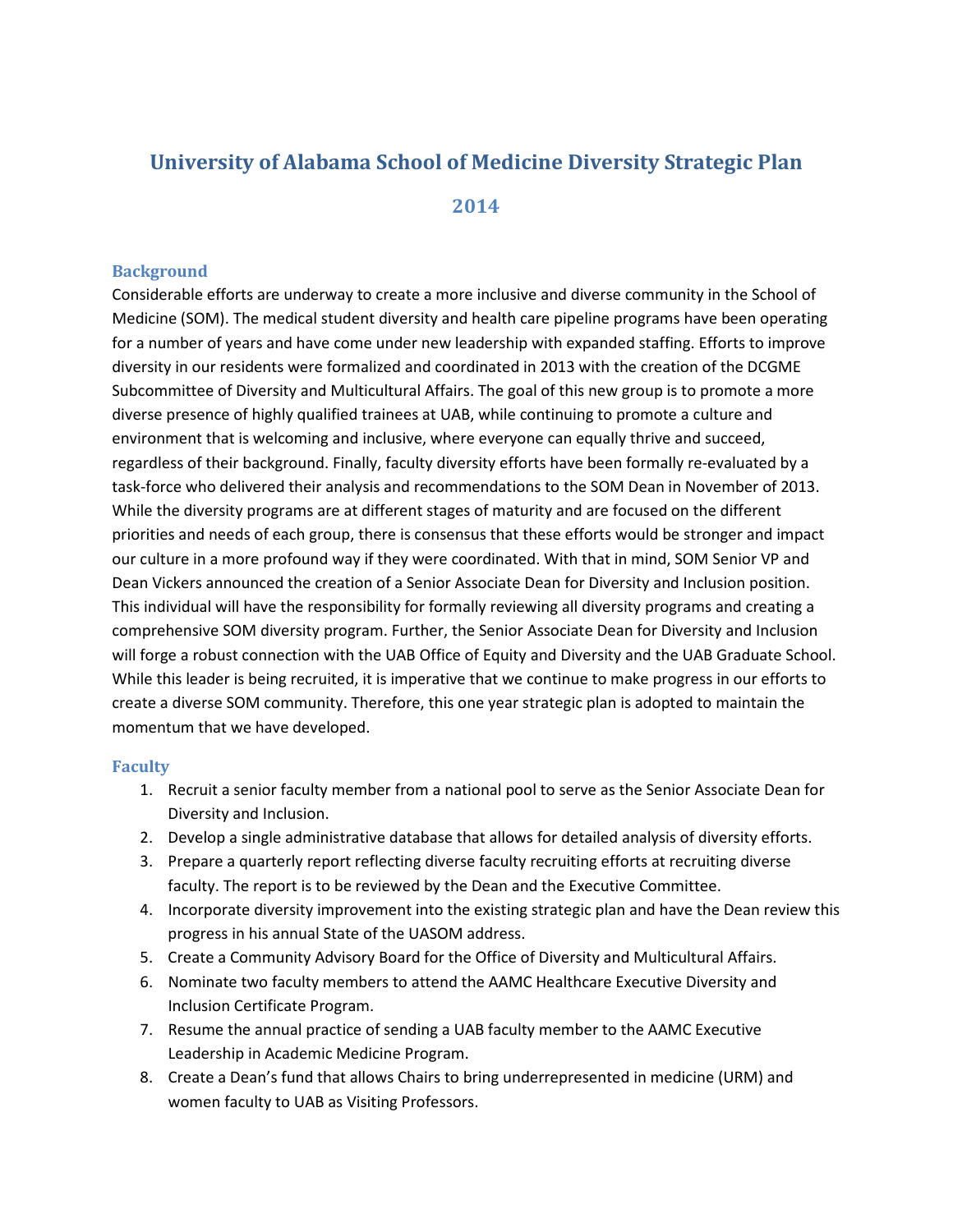# University of Alabama School of Medicine Diversity Strategic Plan

## 2014

### Background

Considerable efforts are underway to create a more inclusive and diverse community in the School of Medicine (SOM). The medical student diversity and health care pipeline programs have been operating for a number of years and have come under new leadership with expanded staffing. Efforts to improve diversity in our residents were formalized and coordinated in 2013 with the creation of the DCGME Subcommittee of Diversity and Multicultural Affairs. The goal of this new group is to promote a more diverse presence of highly qualified trainees at UAB, while continuing to promote a culture and environment that is welcoming and inclusive, where everyone can equally thrive and succeed, regardless of their background. Finally, faculty diversity efforts have been formally re-evaluated by a task-force who delivered their analysis and recommendations to the SOM Dean in November of 2013. While the diversity programs are at different stages of maturity and are focused on the different priorities and needs of each group, there is consensus that these efforts would be stronger and impact our culture in a more profound way if they were coordinated. With that in mind, SOM Senior VP and Dean Vickers announced the creation of a Senior Associate Dean for Diversity and Inclusion position. This individual will have the responsibility for formally reviewing all diversity programs and creating a comprehensive SOM diversity program. Further, the Senior Associate Dean for Diversity and Inclusion will forge a robust connection with the UAB Office of Equity and Diversity and the UAB Graduate School. While this leader is being recruited, it is imperative that we continue to make progress in our efforts to create a diverse SOM community. Therefore, this one year strategic plan is adopted to maintain the momentum that we have developed.

### Faculty

1. Recruit a senior faculty member from a national pool to serve as the Senior Associate Dean for Diversity and Inclusion.
2. Develop a single administrative database that allows for detailed analysis of diversity efforts.
3. Prepare a quarterly report reflecting diverse faculty recruiting efforts at recruiting diverse faculty. The report is to be reviewed by the Dean and the Executive Committee.
4. Incorporate diversity improvement into the existing strategic plan and have the Dean review this progress in his annual State of the UASOM address.
5. Create a Community Advisory Board for the Office of Diversity and Multicultural Affairs.
6. Nominate two faculty members to attend the AAMC Healthcare Executive Diversity and Inclusion Certificate Program.
7. Resume the annual practice of sending a UAB faculty member to the AAMC Executive Leadership in Academic Medicine Program.
8. Create a Dean's fund that allows Chairs to bring underrepresented in medicine (URM) and women faculty to UAB as Visiting Professors.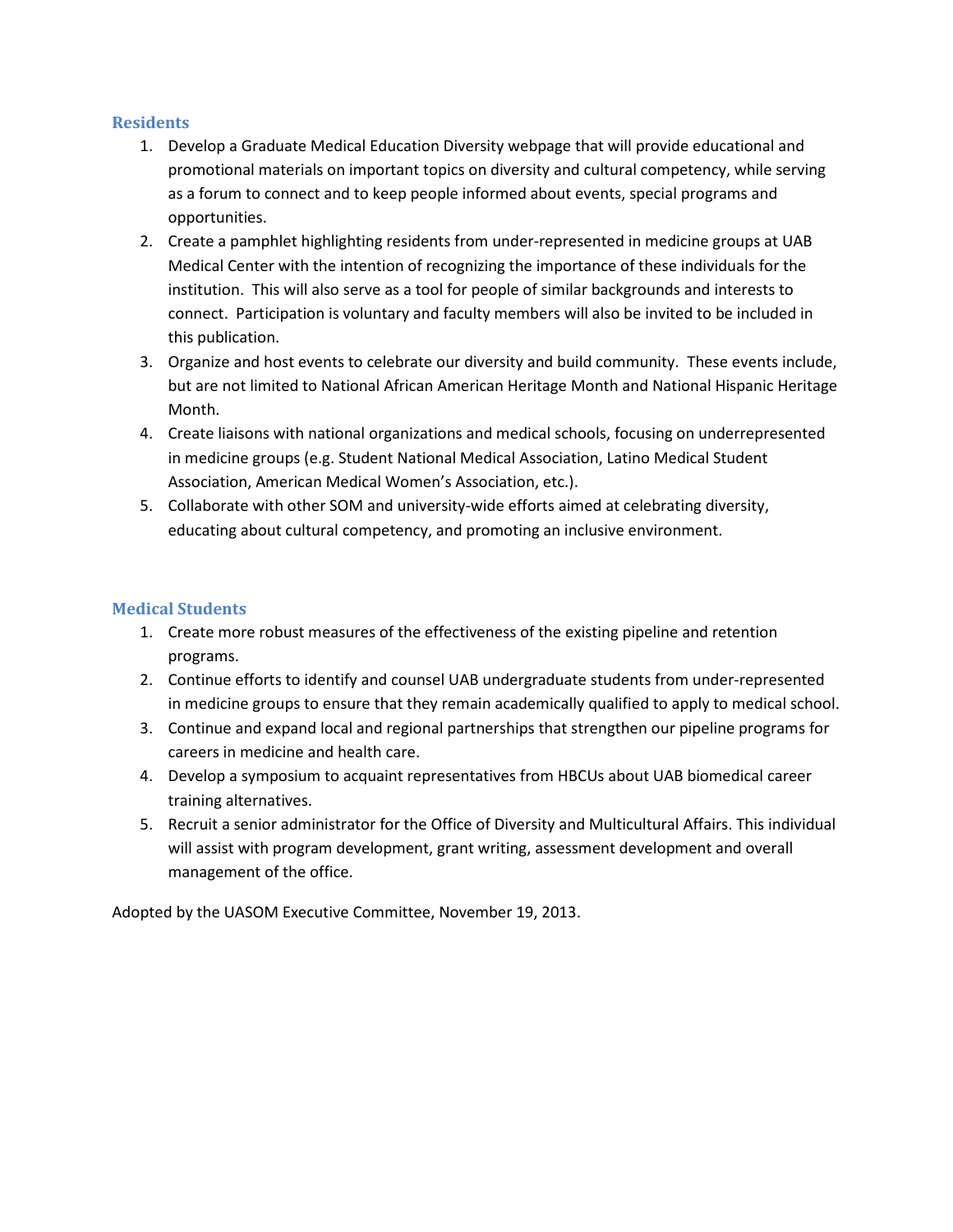## Residents

1. Develop a Graduate Medical Education Diversity webpage that will provide educational and promotional materials on important topics on diversity and cultural competency, while serving as a forum to connect and to keep people informed about events, special programs and opportunities.
2. Create a pamphlet highlighting residents from under-represented in medicine groups at UAB Medical Center with the intention of recognizing the importance of these individuals for the institution. This will also serve as a tool for people of similar backgrounds and interests to connect. Participation is voluntary and faculty members will also be invited to be included in this publication.
3. Organize and host events to celebrate our diversity and build community. These events include, but are not limited to National African American Heritage Month and National Hispanic Heritage Month.
4. Create liaisons with national organizations and medical schools, focusing on underrepresented in medicine groups (e.g. Student National Medical Association, Latino Medical Student Association, American Medical Women's Association, etc.).
5. Collaborate with other SOM and university-wide efforts aimed at celebrating diversity, educating about cultural competency, and promoting an inclusive environment.

## Medical Students

1. Create more robust measures of the effectiveness of the existing pipeline and retention programs.
2. Continue efforts to identify and counsel UAB undergraduate students from under-represented in medicine groups to ensure that they remain academically qualified to apply to medical school.
3. Continue and expand local and regional partnerships that strengthen our pipeline programs for careers in medicine and health care.
4. Develop a symposium to acquaint representatives from HBCUs about UAB biomedical career training alternatives.
5. Recruit a senior administrator for the Office of Diversity and Multicultural Affairs. This individual will assist with program development, grant writing, assessment development and overall management of the office.

Adopted by the UASOM Executive Committee, November 19, 2013.